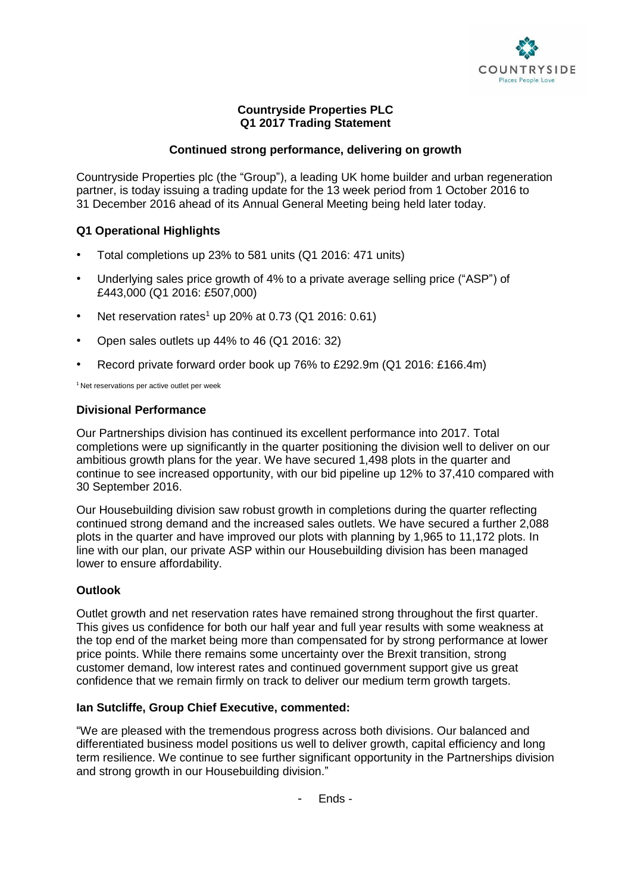# Countryside Properties PLC
## Q1 2017 Trading Statement

### Continued strong performance, delivering on growth

Countryside Properties plc (the "Group"), a leading UK home builder and urban regeneration partner, is today issuing a trading update for the 13 week period from 1 October 2016 to 31 December 2016 ahead of its Annual General Meeting being held later today.

### Q1 Operational Highlights

- Total completions up 23% to 581 units (Q1 2016: 471 units)
- Underlying sales price growth of 4% to a private average selling price ("ASP") of £443,000 (Q1 2016: £507,000)
- Net reservation rates[1] up 20% at 0.73 (Q1 2016: 0.61)
- Open sales outlets up 44% to 46 (Q1 2016: 32)
- Record private forward order book up 76% to £292.9m (Q1 2016: £166.4m)

[1] Net reservations per active outlet per week

### Divisional Performance

Our Partnerships division has continued its excellent performance into 2017. Total completions were up significantly in the quarter positioning the division well to deliver on our ambitious growth plans for the year. We have secured 1,498 plots in the quarter and continue to see increased opportunity, with our bid pipeline up 12% to 37,410 compared with 30 September 2016.

Our Housebuilding division saw robust growth in completions during the quarter reflecting continued strong demand and the increased sales outlets. We have secured a further 2,088 plots in the quarter and have improved our plots with planning by 1,965 to 11,172 plots. In line with our plan, our private ASP within our Housebuilding division has been managed lower to ensure affordability.

### Outlook

Outlet growth and net reservation rates have remained strong throughout the first quarter. This gives us confidence for both our half year and full year results with some weakness at the top end of the market being more than compensated for by strong performance at lower price points. While there remains some uncertainty over the Brexit transition, strong customer demand, low interest rates and continued government support give us great confidence that we remain firmly on track to deliver our medium term growth targets.

### Ian Sutcliffe, Group Chief Executive, commented:

"We are pleased with the tremendous progress across both divisions. Our balanced and differentiated business model positions us well to deliver growth, capital efficiency and long term resilience. We continue to see further significant opportunity in the Partnerships division and strong growth in our Housebuilding division."

- Ends -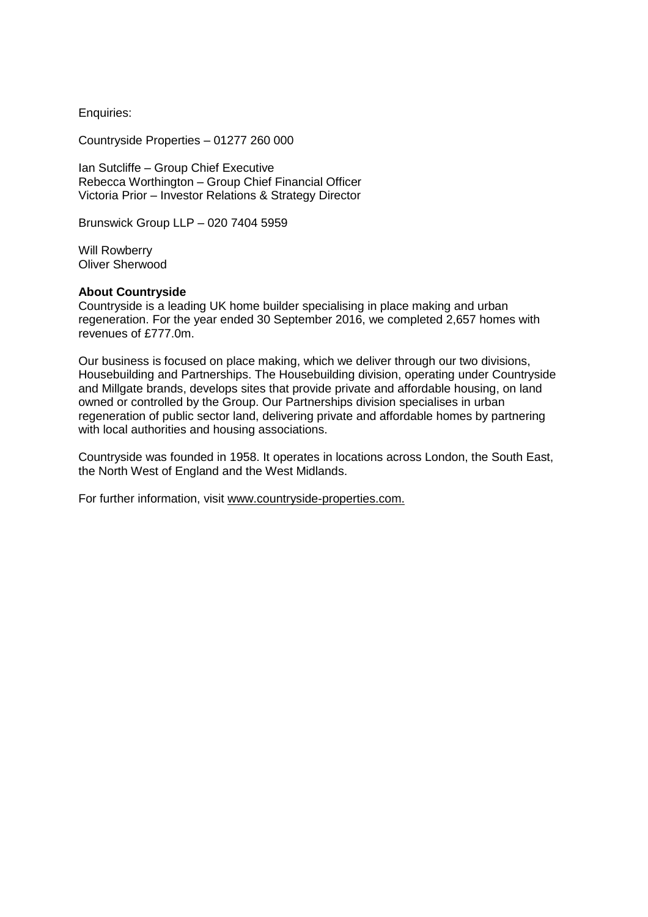Enquiries:

Countryside Properties – 01277 260 000

Ian Sutcliffe – Group Chief Executive
Rebecca Worthington – Group Chief Financial Officer
Victoria Prior – Investor Relations & Strategy Director

Brunswick Group LLP – 020 7404 5959

Will Rowberry
Oliver Sherwood

**About Countryside**
Countryside is a leading UK home builder specialising in place making and urban regeneration. For the year ended 30 September 2016, we completed 2,657 homes with revenues of £777.0m.

Our business is focused on place making, which we deliver through our two divisions, Housebuilding and Partnerships. The Housebuilding division, operating under Countryside and Millgate brands, develops sites that provide private and affordable housing, on land owned or controlled by the Group. Our Partnerships division specialises in urban regeneration of public sector land, delivering private and affordable homes by partnering with local authorities and housing associations.

Countryside was founded in 1958. It operates in locations across London, the South East, the North West of England and the West Midlands.

For further information, visit www.countryside-properties.com.